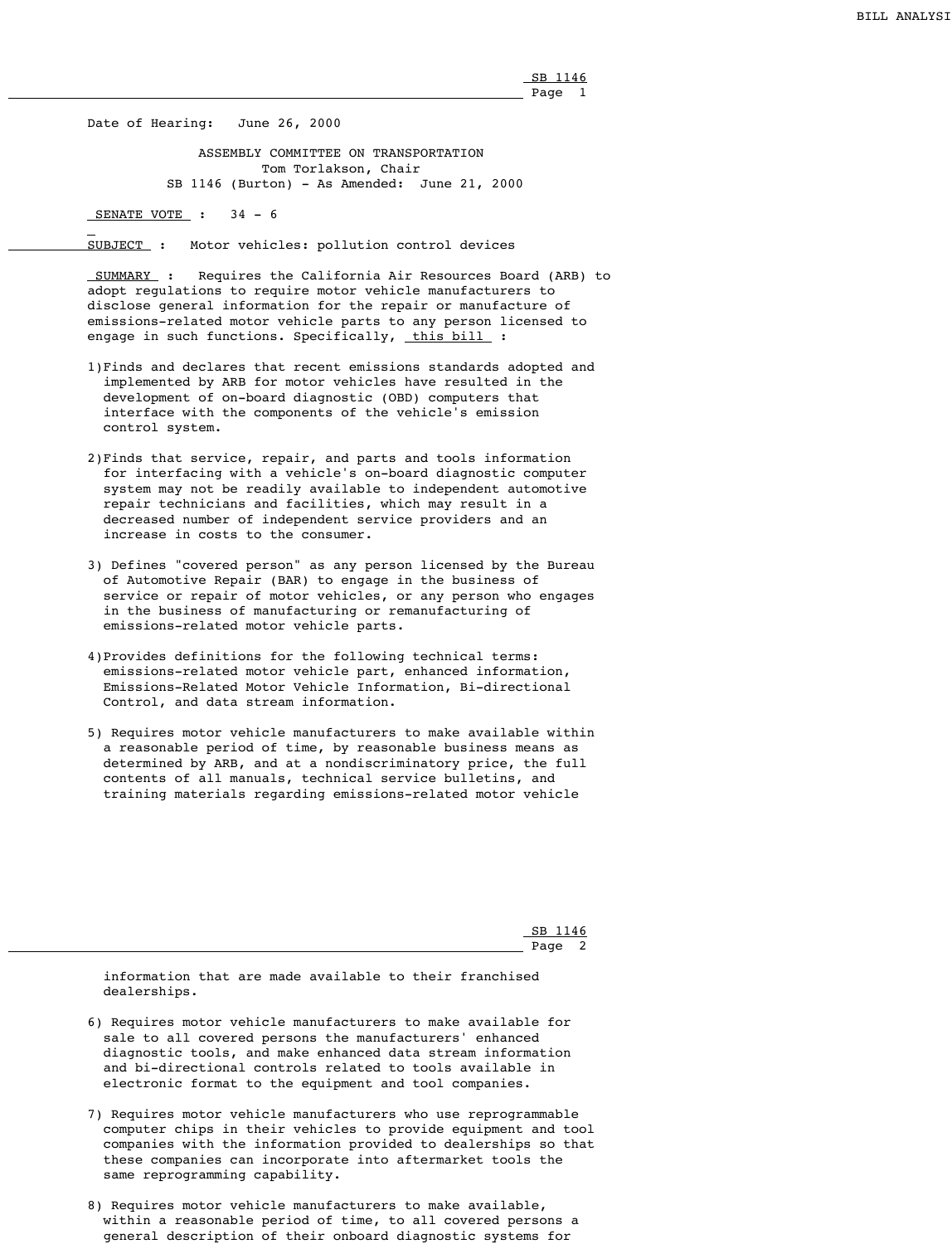Date of Hearing: June 26, 2000

ASSEMBLY COMMITTEE ON TRANSPORTATION
Tom Torlakson, Chair
SB 1146 (Burton) - As Amended: June 21, 2000

SENATE VOTE : 34 - 6

SUBJECT : Motor vehicles: pollution control devices

SUMMARY : Requires the California Air Resources Board (ARB) to adopt regulations to require motor vehicle manufacturers to disclose general information for the repair or manufacture of emissions-related motor vehicle parts to any person licensed to engage in such functions. Specifically, this bill :

1) Finds and declares that recent emissions standards adopted and implemented by ARB for motor vehicles have resulted in the development of on-board diagnostic (OBD) computers that interface with the components of the vehicle's emission control system.

2) Finds that service, repair, and parts and tools information for interfacing with a vehicle's on-board diagnostic computer system may not be readily available to independent automotive repair technicians and facilities, which may result in a decreased number of independent service providers and an increase in costs to the consumer.

3) Defines "covered person" as any person licensed by the Bureau of Automotive Repair (BAR) to engage in the business of service or repair of motor vehicles, or any person who engages in the business of manufacturing or remanufacturing of emissions-related motor vehicle parts.

4) Provides definitions for the following technical terms: emissions-related motor vehicle part, enhanced information, Emissions-Related Motor Vehicle Information, Bi-directional Control, and data stream information.

5) Requires motor vehicle manufacturers to make available within a reasonable period of time, by reasonable business means as determined by ARB, and at a nondiscriminatory price, the full contents of all manuals, technical service bulletins, and training materials regarding emissions-related motor vehicle information that are made available to their franchised dealerships.

6) Requires motor vehicle manufacturers to make available for sale to all covered persons the manufacturers' enhanced diagnostic tools, and make enhanced data stream information and bi-directional controls related to tools available in electronic format to the equipment and tool companies.

7) Requires motor vehicle manufacturers who use reprogrammable computer chips in their vehicles to provide equipment and tool companies with the information provided to dealerships so that these companies can incorporate into aftermarket tools the same reprogramming capability.

8) Requires motor vehicle manufacturers to make available, within a reasonable period of time, to all covered persons a general description of their onboard diagnostic systems for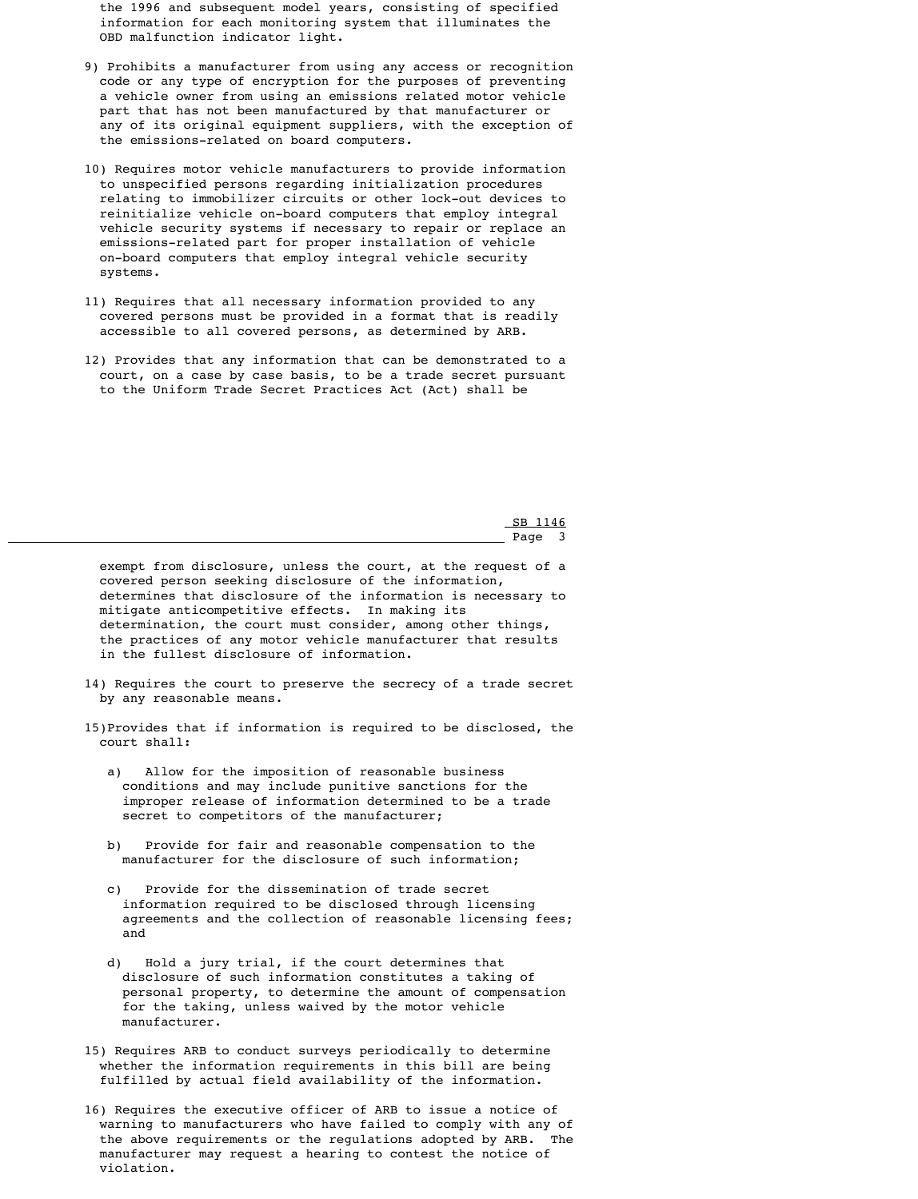the 1996 and subsequent model years, consisting of specified information for each monitoring system that illuminates the OBD malfunction indicator light.

9) Prohibits a manufacturer from using any access or recognition code or any type of encryption for the purposes of preventing a vehicle owner from using an emissions related motor vehicle part that has not been manufactured by that manufacturer or any of its original equipment suppliers, with the exception of the emissions-related on board computers.

10) Requires motor vehicle manufacturers to provide information to unspecified persons regarding initialization procedures relating to immobilizer circuits or other lock-out devices to reinitialize vehicle on-board computers that employ integral vehicle security systems if necessary to repair or replace an emissions-related part for proper installation of vehicle on-board computers that employ integral vehicle security systems.

11) Requires that all necessary information provided to any covered persons must be provided in a format that is readily accessible to all covered persons, as determined by ARB.

12) Provides that any information that can be demonstrated to a court, on a case by case basis, to be a trade secret pursuant to the Uniform Trade Secret Practices Act (Act) shall be exempt from disclosure, unless the court, at the request of a covered person seeking disclosure of the information, determines that disclosure of the information is necessary to mitigate anticompetitive effects. In making its determination, the court must consider, among other things, the practices of any motor vehicle manufacturer that results in the fullest disclosure of information.

14) Requires the court to preserve the secrecy of a trade secret by any reasonable means.

15)Provides that if information is required to be disclosed, the court shall:

a) Allow for the imposition of reasonable business conditions and may include punitive sanctions for the improper release of information determined to be a trade secret to competitors of the manufacturer;

b) Provide for fair and reasonable compensation to the manufacturer for the disclosure of such information;

c) Provide for the dissemination of trade secret information required to be disclosed through licensing agreements and the collection of reasonable licensing fees; and

d) Hold a jury trial, if the court determines that disclosure of such information constitutes a taking of personal property, to determine the amount of compensation for the taking, unless waived by the motor vehicle manufacturer.

15) Requires ARB to conduct surveys periodically to determine whether the information requirements in this bill are being fulfilled by actual field availability of the information.

16) Requires the executive officer of ARB to issue a notice of warning to manufacturers who have failed to comply with any of the above requirements or the regulations adopted by ARB. The manufacturer may request a hearing to contest the notice of violation.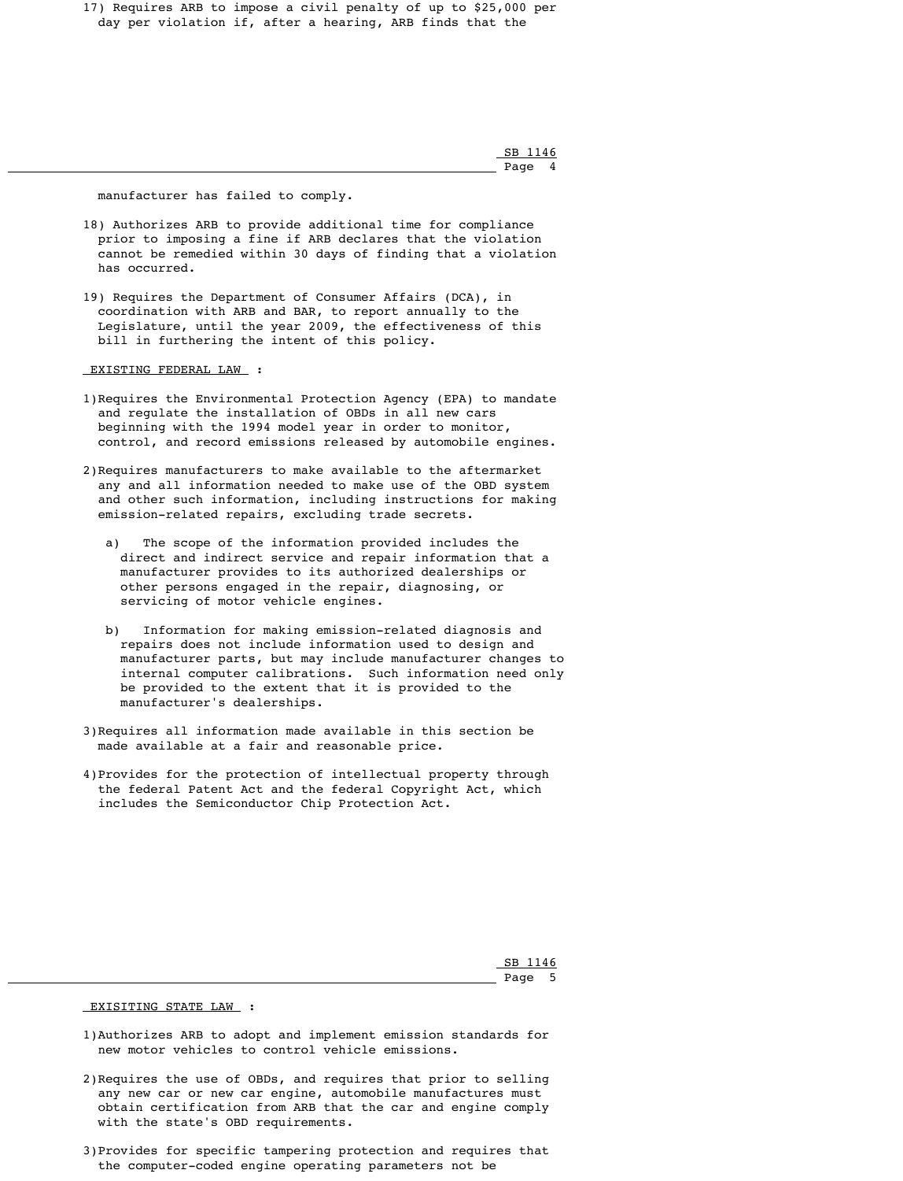17) Requires ARB to impose a civil penalty of up to $25,000 per day per violation if, after a hearing, ARB finds that the manufacturer has failed to comply.

18) Authorizes ARB to provide additional time for compliance prior to imposing a fine if ARB declares that the violation cannot be remedied within 30 days of finding that a violation has occurred.

19) Requires the Department of Consumer Affairs (DCA), in coordination with ARB and BAR, to report annually to the Legislature, until the year 2009, the effectiveness of this bill in furthering the intent of this policy.

EXISTING FEDERAL LAW :

1) Requires the Environmental Protection Agency (EPA) to mandate and regulate the installation of OBDs in all new cars beginning with the 1994 model year in order to monitor, control, and record emissions released by automobile engines.

2) Requires manufacturers to make available to the aftermarket any and all information needed to make use of the OBD system and other such information, including instructions for making emission-related repairs, excluding trade secrets.

   a) The scope of the information provided includes the direct and indirect service and repair information that a manufacturer provides to its authorized dealerships or other persons engaged in the repair, diagnosing, or servicing of motor vehicle engines.

   b) Information for making emission-related diagnosis and repairs does not include information used to design and manufacturer parts, but may include manufacturer changes to internal computer calibrations. Such information need only be provided to the extent that it is provided to the manufacturer's dealerships.

3) Requires all information made available in this section be made available at a fair and reasonable price.

4) Provides for the protection of intellectual property through the federal Patent Act and the federal Copyright Act, which includes the Semiconductor Chip Protection Act.

EXISITING STATE LAW :

1) Authorizes ARB to adopt and implement emission standards for new motor vehicles to control vehicle emissions.

2) Requires the use of OBDs, and requires that prior to selling any new car or new car engine, automobile manufactures must obtain certification from ARB that the car and engine comply with the state's OBD requirements.

3) Provides for specific tampering protection and requires that the computer-coded engine operating parameters not be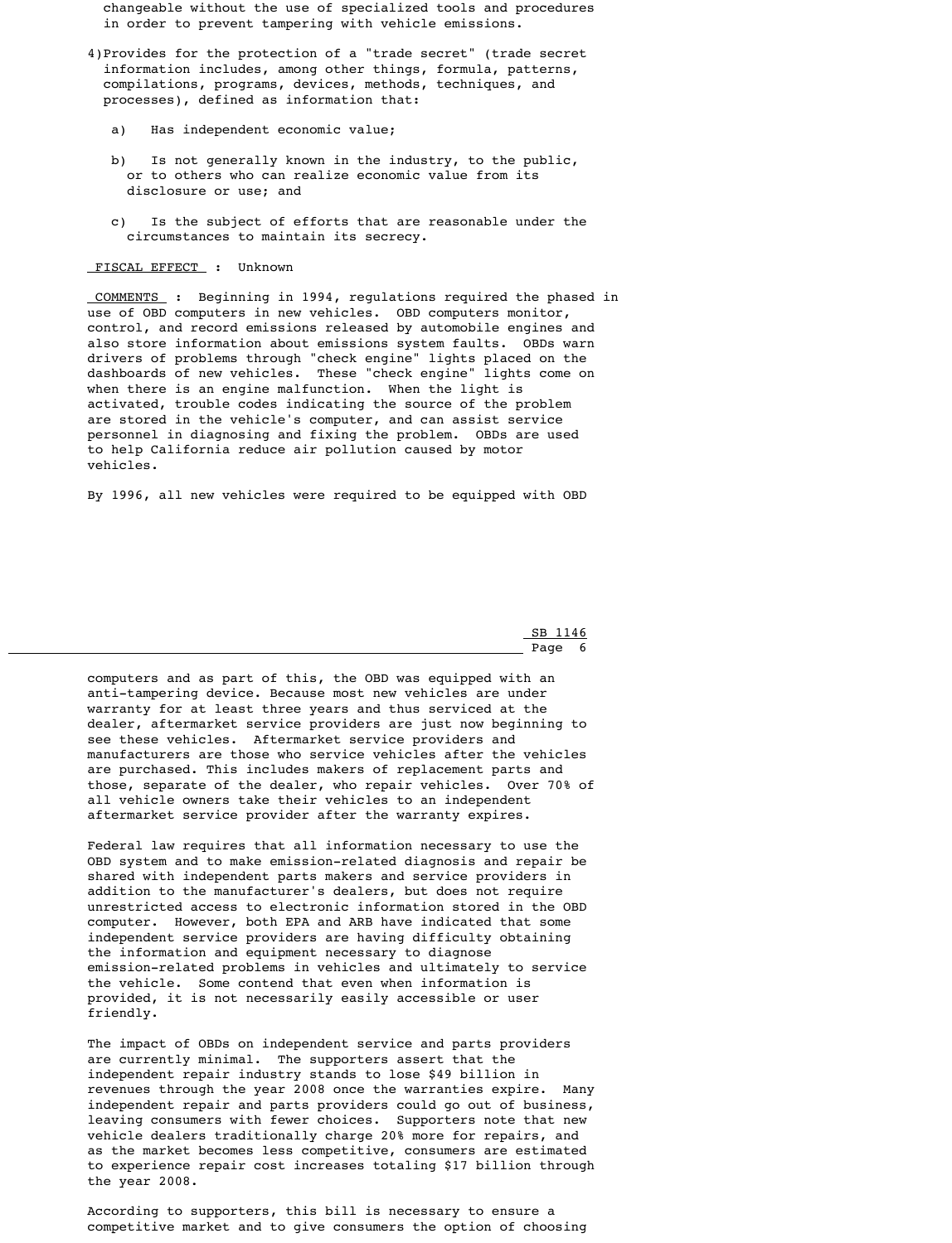changeable without the use of specialized tools and procedures in order to prevent tampering with vehicle emissions.

4) Provides for the protection of a "trade secret" (trade secret information includes, among other things, formula, patterns, compilations, programs, devices, methods, techniques, and processes), defined as information that:

   a) Has independent economic value;

   b) Is not generally known in the industry, to the public, or to others who can realize economic value from its disclosure or use; and

   c) Is the subject of efforts that are reasonable under the circumstances to maintain its secrecy.

FISCAL EFFECT : Unknown

COMMENTS : Beginning in 1994, regulations required the phased in use of OBD computers in new vehicles. OBD computers monitor, control, and record emissions released by automobile engines and also store information about emissions system faults. OBDs warn drivers of problems through "check engine" lights placed on the dashboards of new vehicles. These "check engine" lights come on when there is an engine malfunction. When the light is activated, trouble codes indicating the source of the problem are stored in the vehicle's computer, and can assist service personnel in diagnosing and fixing the problem. OBDs are used to help California reduce air pollution caused by motor vehicles.

By 1996, all new vehicles were required to be equipped with OBD computers and as part of this, the OBD was equipped with an anti-tampering device. Because most new vehicles are under warranty for at least three years and thus serviced at the dealer, aftermarket service providers are just now beginning to see these vehicles. Aftermarket service providers and manufacturers are those who service vehicles after the vehicles are purchased. This includes makers of replacement parts and those, separate of the dealer, who repair vehicles. Over 70% of all vehicle owners take their vehicles to an independent aftermarket service provider after the warranty expires.

Federal law requires that all information necessary to use the OBD system and to make emission-related diagnosis and repair be shared with independent parts makers and service providers in addition to the manufacturer's dealers, but does not require unrestricted access to electronic information stored in the OBD computer. However, both EPA and ARB have indicated that some independent service providers are having difficulty obtaining the information and equipment necessary to diagnose emission-related problems in vehicles and ultimately to service the vehicle. Some contend that even when information is provided, it is not necessarily easily accessible or user friendly.

The impact of OBDs on independent service and parts providers are currently minimal. The supporters assert that the independent repair industry stands to lose $49 billion in revenues through the year 2008 once the warranties expire. Many independent repair and parts providers could go out of business, leaving consumers with fewer choices. Supporters note that new vehicle dealers traditionally charge 20% more for repairs, and as the market becomes less competitive, consumers are estimated to experience repair cost increases totaling $17 billion through the year 2008.

According to supporters, this bill is necessary to ensure a competitive market and to give consumers the option of choosing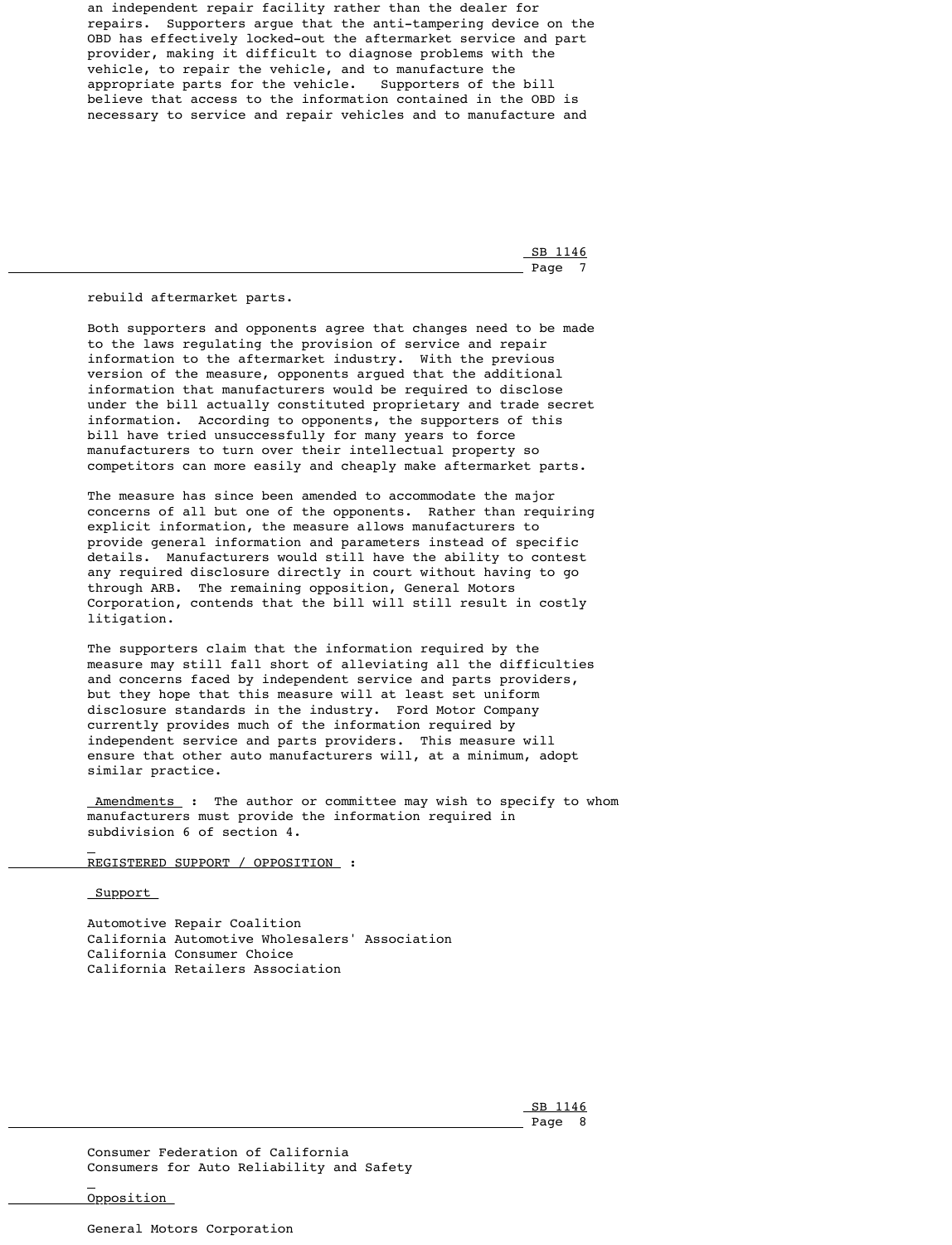an independent repair facility rather than the dealer for repairs. Supporters argue that the anti-tampering device on the OBD has effectively locked-out the aftermarket service and part provider, making it difficult to diagnose problems with the vehicle, to repair the vehicle, and to manufacture the appropriate parts for the vehicle. Supporters of the bill believe that access to the information contained in the OBD is necessary to service and repair vehicles and to manufacture and rebuild aftermarket parts.

Both supporters and opponents agree that changes need to be made to the laws regulating the provision of service and repair information to the aftermarket industry. With the previous version of the measure, opponents argued that the additional information that manufacturers would be required to disclose under the bill actually constituted proprietary and trade secret information. According to opponents, the supporters of this bill have tried unsuccessfully for many years to force manufacturers to turn over their intellectual property so competitors can more easily and cheaply make aftermarket parts.

The measure has since been amended to accommodate the major concerns of all but one of the opponents. Rather than requiring explicit information, the measure allows manufacturers to provide general information and parameters instead of specific details. Manufacturers would still have the ability to contest any required disclosure directly in court without having to go through ARB. The remaining opposition, General Motors Corporation, contends that the bill will still result in costly litigation.

The supporters claim that the information required by the measure may still fall short of alleviating all the difficulties and concerns faced by independent service and parts providers, but they hope that this measure will at least set uniform disclosure standards in the industry. Ford Motor Company currently provides much of the information required by independent service and parts providers. This measure will ensure that other auto manufacturers will, at a minimum, adopt similar practice.

Amendments : The author or committee may wish to specify to whom manufacturers must provide the information required in subdivision 6 of section 4.

## REGISTERED SUPPORT / OPPOSITION :

### Support

Automotive Repair Coalition
California Automotive Wholesalers' Association
California Consumer Choice
California Retailers Association
Consumer Federation of California
Consumers for Auto Reliability and Safety

### Opposition

General Motors Corporation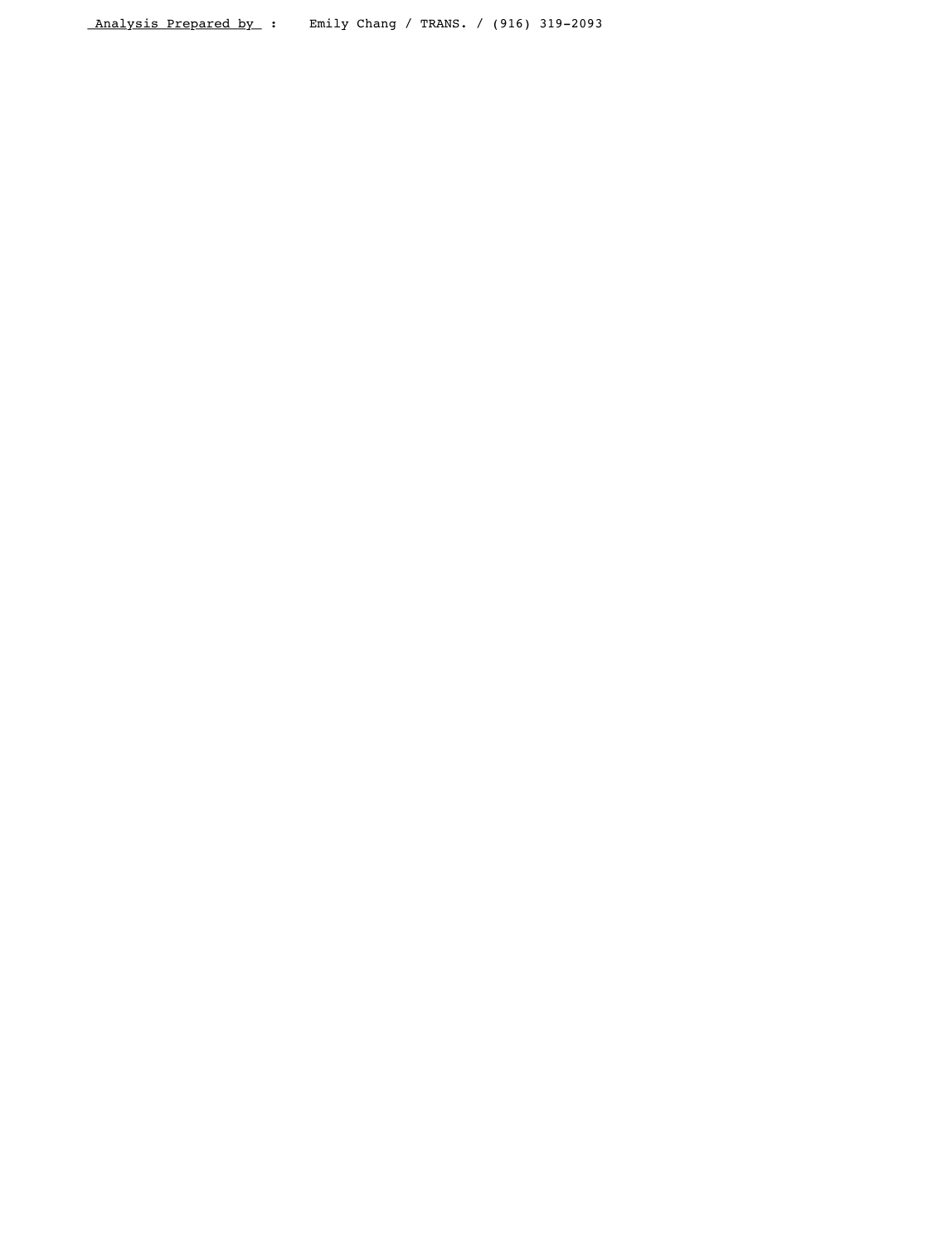Analysis Prepared by : Emily Chang / TRANS. / (916) 319-2093